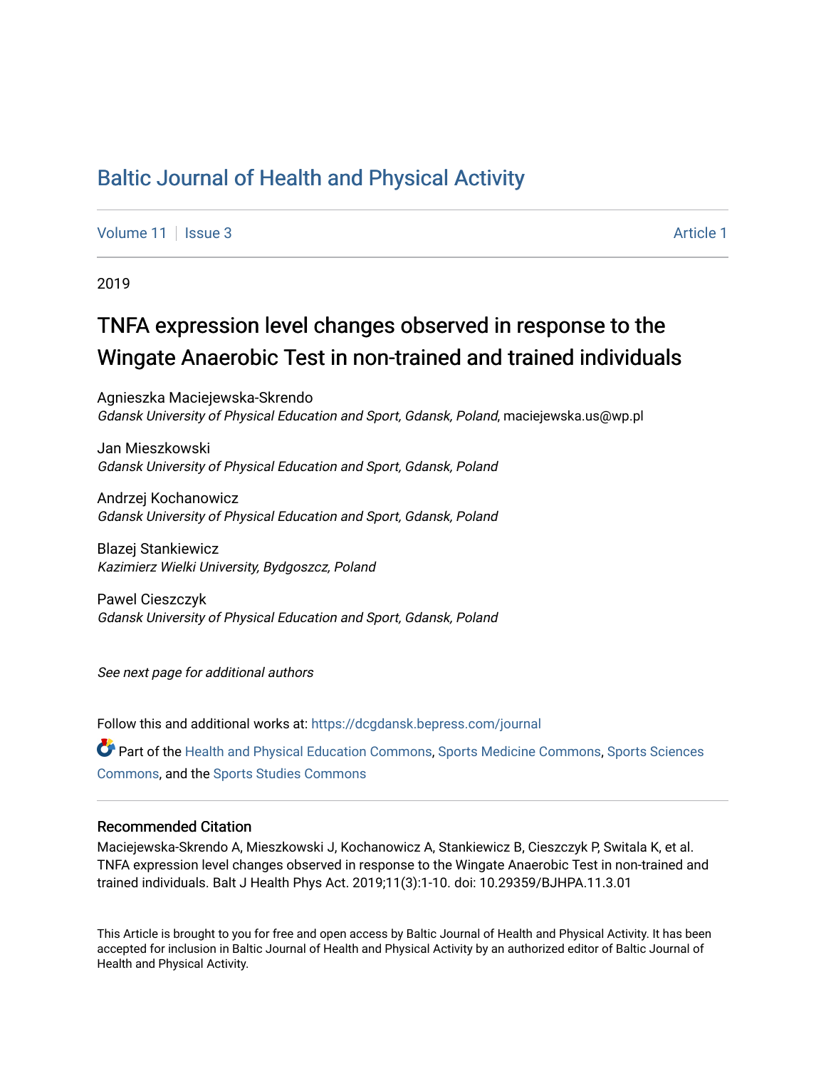# Baltic Journal of Health and Physical Activity

Volume 11 | Issue 3 Article 1

2019

## TNFA expression level changes observed in response to the Wingate Anaerobic Test in non-trained and trained individuals

Agnieszka Maciejewska-Skrendo
*Gdansk University of Physical Education and Sport, Gdansk, Poland*, maciejewska.us@wp.pl

Jan Mieszkowski
*Gdansk University of Physical Education and Sport, Gdansk, Poland*

Andrzej Kochanowicz
*Gdansk University of Physical Education and Sport, Gdansk, Poland*

Blazej Stankiewicz
*Kazimierz Wielki University, Bydgoszcz, Poland*

Pawel Cieszczyk
*Gdansk University of Physical Education and Sport, Gdansk, Poland*

*See next page for additional authors*

Follow this and additional works at: https://dcgdansk.bepress.com/journal

Part of the Health and Physical Education Commons, Sports Medicine Commons, Sports Sciences Commons, and the Sports Studies Commons

### Recommended Citation

Maciejewska-Skrendo A, Mieszkowski J, Kochanowicz A, Stankiewicz B, Cieszczyk P, Switala K, et al. TNFA expression level changes observed in response to the Wingate Anaerobic Test in non-trained and trained individuals. Balt J Health Phys Act. 2019;11(3):1-10. doi: 10.29359/BJHPA.11.3.01

This Article is brought to you for free and open access by Baltic Journal of Health and Physical Activity. It has been accepted for inclusion in Baltic Journal of Health and Physical Activity by an authorized editor of Baltic Journal of Health and Physical Activity.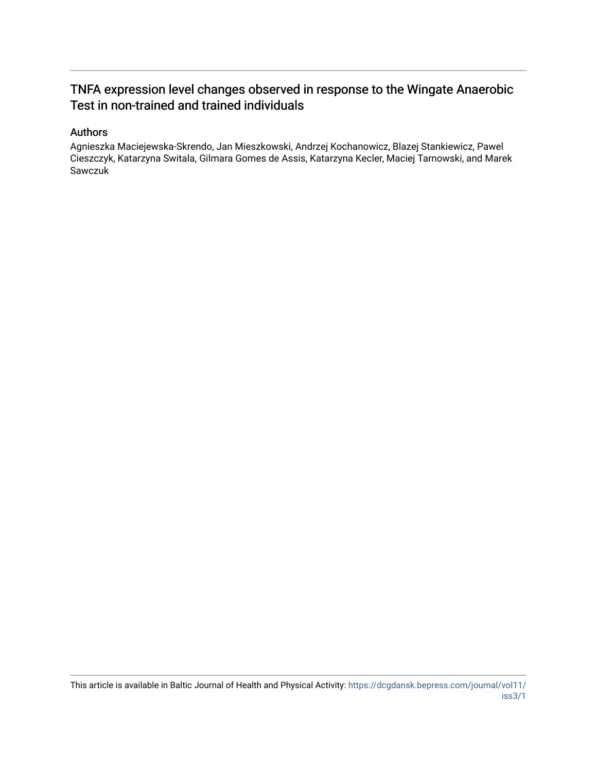# TNFA expression level changes observed in response to the Wingate Anaerobic Test in non-trained and trained individuals

## Authors

Agnieszka Maciejewska-Skrendo, Jan Mieszkowski, Andrzej Kochanowicz, Blazej Stankiewicz, Pawel Cieszczyk, Katarzyna Switala, Gilmara Gomes de Assis, Katarzyna Kecler, Maciej Tarnowski, and Marek Sawczuk

This article is available in Baltic Journal of Health and Physical Activity: https://dcgdansk.bepress.com/journal/vol11/iss3/1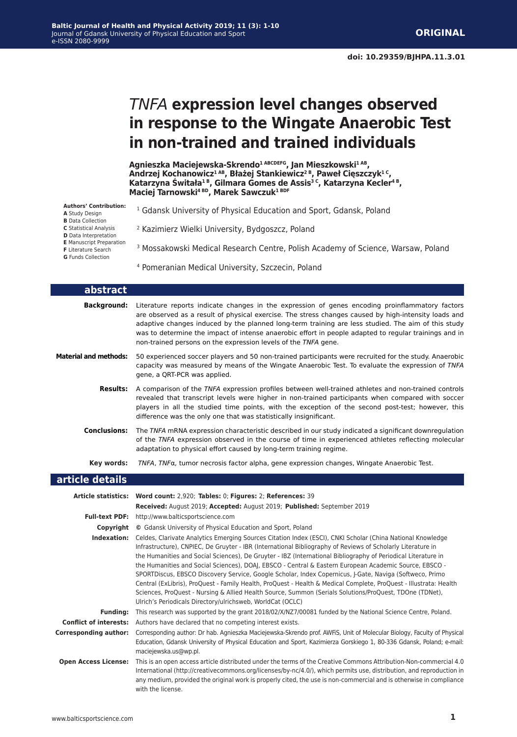# *TNFA* expression level changes observed in response to the Wingate Anaerobic Test in non-trained and trained individuals

**Agnieszka Maciejewska-Skrendo[1 ABCDEFG], Jan Mieszkowski[1 AB], Andrzej Kochanowicz[1 AB], Błażej Stankiewicz[2 B], Paweł Cięszczyk[1 C], Katarzyna Świtała[1 B], Gilmara Gomes de Assis[3 C], Katarzyna Kecler[4 B], Maciej Tarnowski[4 BD], Marek Sawczuk[1 BDF]**

**Authors' Contribution:**
**A** Study Design
**B** Data Collection
**C** Statistical Analysis
**D** Data Interpretation
**E** Manuscript Preparation
**F** Literature Search
**G** Funds Collection

[1] Gdansk University of Physical Education and Sport, Gdansk, Poland

[2] Kazimierz Wielki University, Bydgoszcz, Poland

[3] Mossakowski Medical Research Centre, Polish Academy of Science, Warsaw, Poland

[4] Pomeranian Medical University, Szczecin, Poland

## abstract

**Background:** Literature reports indicate changes in the expression of genes encoding proinflammatory factors are observed as a result of physical exercise. The stress changes caused by high-intensity loads and adaptive changes induced by the planned long-term training are less studied. The aim of this study was to determine the impact of intense anaerobic effort in people adapted to regular trainings and in non-trained persons on the expression levels of the *TNFA* gene.

**Material and methods:** 50 experienced soccer players and 50 non-trained participants were recruited for the study. Anaerobic capacity was measured by means of the Wingate Anaerobic Test. To evaluate the expression of *TNFA* gene, a QRT-PCR was applied.

**Results:** A comparison of the *TNFA* expression profiles between well-trained athletes and non-trained controls revealed that transcript levels were higher in non-trained participants when compared with soccer players in all the studied time points, with the exception of the second post-test; however, this difference was the only one that was statistically insignificant.

**Conclusions:** The *TNFA* mRNA expression characteristic described in our study indicated a significant downregulation of the *TNFA* expression observed in the course of time in experienced athletes reflecting molecular adaptation to physical effort caused by long-term training regime.

**Key words:** *TNFA*, *TNFα*, tumor necrosis factor alpha, gene expression changes, Wingate Anaerobic Test.

## article details

**Article statistics:** **Word count:** 2,920; **Tables:** 0; **Figures:** 2; **References:** 39
**Received:** August 2019; **Accepted:** August 2019; **Published:** September 2019

**Full-text PDF:** http://www.balticsportscience.com

**Copyright** © Gdansk University of Physical Education and Sport, Poland

**Indexation:** Celdes, Clarivate Analytics Emerging Sources Citation Index (ESCI), CNKI Scholar (China National Knowledge Infrastructure), CNPIEC, De Gruyter - IBR (International Bibliography of Reviews of Scholarly Literature in the Humanities and Social Sciences), De Gruyter - IBZ (International Bibliography of Periodical Literature in the Humanities and Social Sciences), DOAJ, EBSCO - Central & Eastern European Academic Source, EBSCO - SPORTDiscus, EBSCO Discovery Service, Google Scholar, Index Copernicus, J-Gate, Naviga (Softweco, Primo Central (ExLibris), ProQuest - Family Health, ProQuest - Health & Medical Complete, ProQuest - Illustrata: Health Sciences, ProQuest - Nursing & Allied Health Source, Summon (Serials Solutions/ProQuest, TDOne (TDNet), Ulrich's Periodicals Directory/ulrichsweb, WorldCat (OCLC)

**Funding:** This research was supported by the grant 2018/02/X/NZ7/00081 funded by the National Science Centre, Poland.

**Conflict of interests:** Authors have declared that no competing interest exists.

**Corresponding author:** Corresponding author: Dr hab. Agnieszka Maciejewska-Skrendo prof. AWFiS, Unit of Molecular Biology, Faculty of Physical Education, Gdansk University of Physical Education and Sport, Kazimierza Gorskiego 1, 80-336 Gdansk, Poland; e-mail: maciejewska.us@wp.pl.

**Open Access License:** This is an open access article distributed under the terms of the Creative Commons Attribution-Non-commercial 4.0 International (http://creativecommons.org/licenses/by-nc/4.0/), which permits use, distribution, and reproduction in any medium, provided the original work is properly cited, the use is non-commercial and is otherwise in compliance with the license.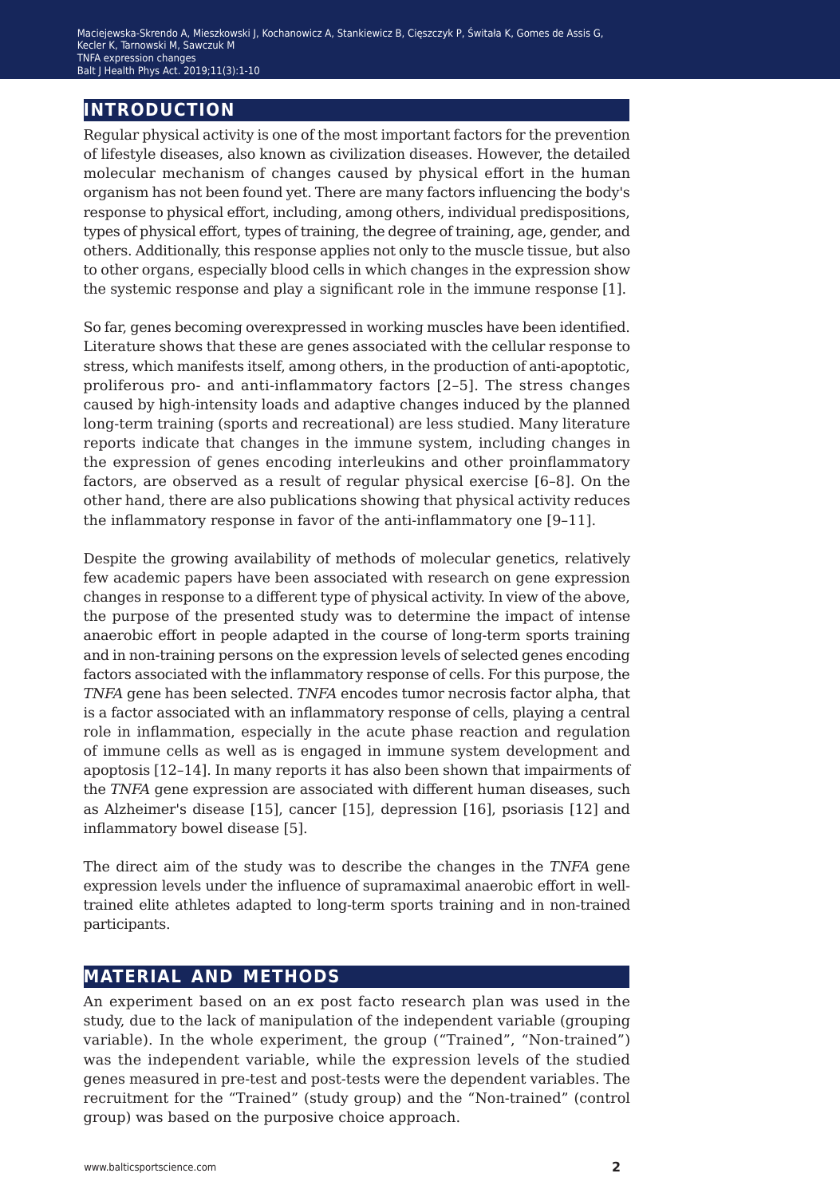## INTRODUCTION

Regular physical activity is one of the most important factors for the prevention of lifestyle diseases, also known as civilization diseases. However, the detailed molecular mechanism of changes caused by physical effort in the human organism has not been found yet. There are many factors influencing the body's response to physical effort, including, among others, individual predispositions, types of physical effort, types of training, the degree of training, age, gender, and others. Additionally, this response applies not only to the muscle tissue, but also to other organs, especially blood cells in which changes in the expression show the systemic response and play a significant role in the immune response [1].

So far, genes becoming overexpressed in working muscles have been identified. Literature shows that these are genes associated with the cellular response to stress, which manifests itself, among others, in the production of anti-apoptotic, proliferous pro- and anti-inflammatory factors [2–5]. The stress changes caused by high-intensity loads and adaptive changes induced by the planned long-term training (sports and recreational) are less studied. Many literature reports indicate that changes in the immune system, including changes in the expression of genes encoding interleukins and other proinflammatory factors, are observed as a result of regular physical exercise [6–8]. On the other hand, there are also publications showing that physical activity reduces the inflammatory response in favor of the anti-inflammatory one [9–11].

Despite the growing availability of methods of molecular genetics, relatively few academic papers have been associated with research on gene expression changes in response to a different type of physical activity. In view of the above, the purpose of the presented study was to determine the impact of intense anaerobic effort in people adapted in the course of long-term sports training and in non-training persons on the expression levels of selected genes encoding factors associated with the inflammatory response of cells. For this purpose, the *TNFA* gene has been selected. *TNFA* encodes tumor necrosis factor alpha, that is a factor associated with an inflammatory response of cells, playing a central role in inflammation, especially in the acute phase reaction and regulation of immune cells as well as is engaged in immune system development and apoptosis [12–14]. In many reports it has also been shown that impairments of the *TNFA* gene expression are associated with different human diseases, such as Alzheimer's disease [15], cancer [15], depression [16], psoriasis [12] and inflammatory bowel disease [5].

The direct aim of the study was to describe the changes in the *TNFA* gene expression levels under the influence of supramaximal anaerobic effort in well-trained elite athletes adapted to long-term sports training and in non-trained participants.

## MATERIAL AND METHODS

An experiment based on an ex post facto research plan was used in the study, due to the lack of manipulation of the independent variable (grouping variable). In the whole experiment, the group ("Trained", "Non-trained") was the independent variable, while the expression levels of the studied genes measured in pre-test and post-tests were the dependent variables. The recruitment for the "Trained" (study group) and the "Non-trained" (control group) was based on the purposive choice approach.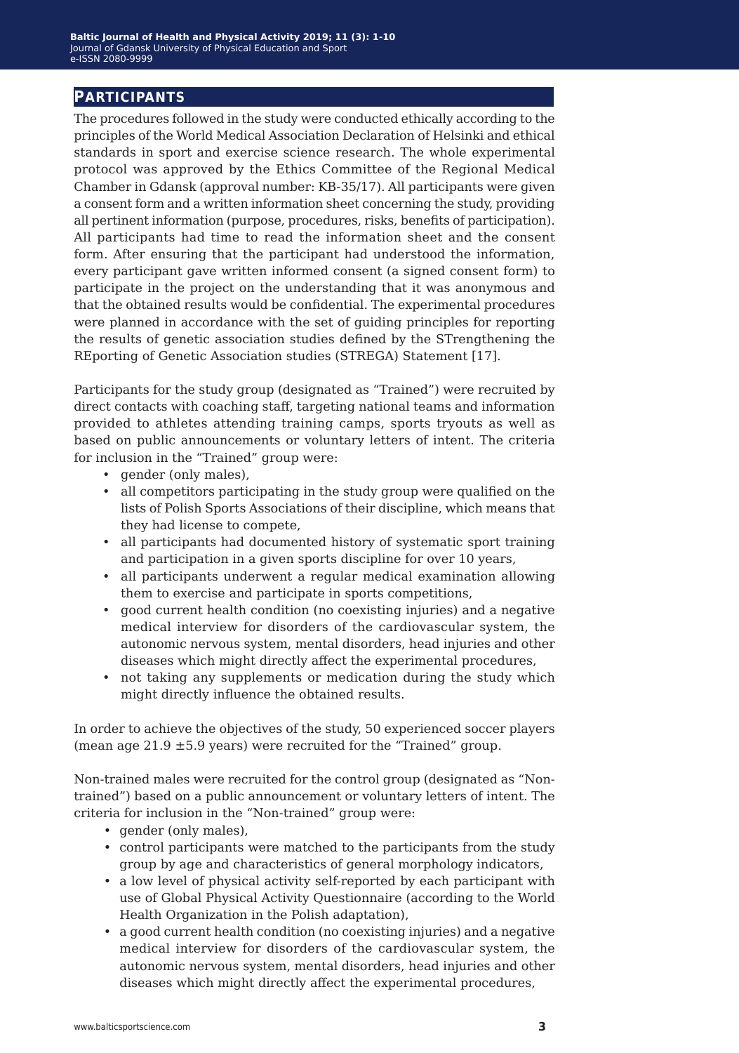## Participants

The procedures followed in the study were conducted ethically according to the principles of the World Medical Association Declaration of Helsinki and ethical standards in sport and exercise science research. The whole experimental protocol was approved by the Ethics Committee of the Regional Medical Chamber in Gdansk (approval number: KB-35/17). All participants were given a consent form and a written information sheet concerning the study, providing all pertinent information (purpose, procedures, risks, benefits of participation). All participants had time to read the information sheet and the consent form. After ensuring that the participant had understood the information, every participant gave written informed consent (a signed consent form) to participate in the project on the understanding that it was anonymous and that the obtained results would be confidential. The experimental procedures were planned in accordance with the set of guiding principles for reporting the results of genetic association studies defined by the STrengthening the REporting of Genetic Association studies (STREGA) Statement [17].

Participants for the study group (designated as "Trained") were recruited by direct contacts with coaching staff, targeting national teams and information provided to athletes attending training camps, sports tryouts as well as based on public announcements or voluntary letters of intent. The criteria for inclusion in the "Trained" group were:

- gender (only males),
- all competitors participating in the study group were qualified on the lists of Polish Sports Associations of their discipline, which means that they had license to compete,
- all participants had documented history of systematic sport training and participation in a given sports discipline for over 10 years,
- all participants underwent a regular medical examination allowing them to exercise and participate in sports competitions,
- good current health condition (no coexisting injuries) and a negative medical interview for disorders of the cardiovascular system, the autonomic nervous system, mental disorders, head injuries and other diseases which might directly affect the experimental procedures,
- not taking any supplements or medication during the study which might directly influence the obtained results.

In order to achieve the objectives of the study, 50 experienced soccer players (mean age 21.9 ±5.9 years) were recruited for the "Trained" group.

Non-trained males were recruited for the control group (designated as "Non-trained") based on a public announcement or voluntary letters of intent. The criteria for inclusion in the "Non-trained" group were:

- gender (only males),
- control participants were matched to the participants from the study group by age and characteristics of general morphology indicators,
- a low level of physical activity self-reported by each participant with use of Global Physical Activity Questionnaire (according to the World Health Organization in the Polish adaptation),
- a good current health condition (no coexisting injuries) and a negative medical interview for disorders of the cardiovascular system, the autonomic nervous system, mental disorders, head injuries and other diseases which might directly affect the experimental procedures,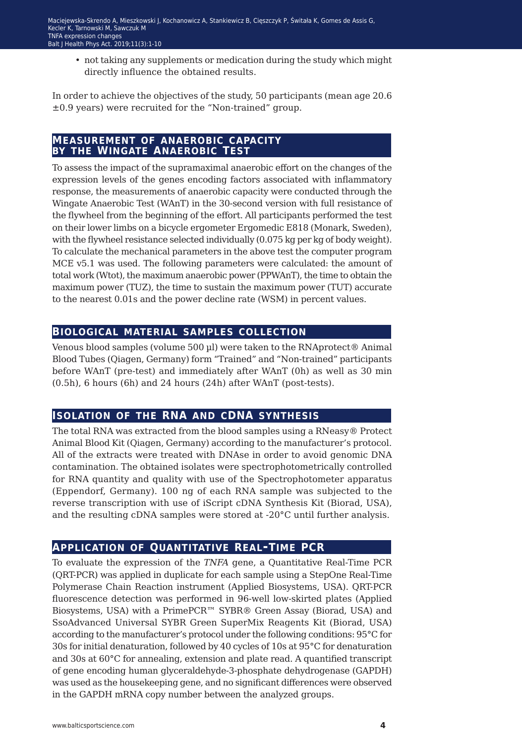- not taking any supplements or medication during the study which might directly influence the obtained results.

In order to achieve the objectives of the study, 50 participants (mean age 20.6 ±0.9 years) were recruited for the "Non-trained" group.

## Measurement of anaerobic capacity by the Wingate Anaerobic Test

To assess the impact of the supramaximal anaerobic effort on the changes of the expression levels of the genes encoding factors associated with inflammatory response, the measurements of anaerobic capacity were conducted through the Wingate Anaerobic Test (WAnT) in the 30-second version with full resistance of the flywheel from the beginning of the effort. All participants performed the test on their lower limbs on a bicycle ergometer Ergomedic E818 (Monark, Sweden), with the flywheel resistance selected individually (0.075 kg per kg of body weight). To calculate the mechanical parameters in the above test the computer program MCE v5.1 was used. The following parameters were calculated: the amount of total work (Wtot), the maximum anaerobic power (PPWAnT), the time to obtain the maximum power (TUZ), the time to sustain the maximum power (TUT) accurate to the nearest 0.01s and the power decline rate (WSM) in percent values.

## Biological material samples collection

Venous blood samples (volume 500 µl) were taken to the RNAprotect® Animal Blood Tubes (Qiagen, Germany) form "Trained" and "Non-trained" participants before WAnT (pre-test) and immediately after WAnT (0h) as well as 30 min (0.5h), 6 hours (6h) and 24 hours (24h) after WAnT (post-tests).

## Isolation of the RNA and cDNA synthesis

The total RNA was extracted from the blood samples using a RNeasy® Protect Animal Blood Kit (Qiagen, Germany) according to the manufacturer's protocol. All of the extracts were treated with DNAse in order to avoid genomic DNA contamination. The obtained isolates were spectrophotometrically controlled for RNA quantity and quality with use of the Spectrophotometer apparatus (Eppendorf, Germany). 100 ng of each RNA sample was subjected to the reverse transcription with use of iScript cDNA Synthesis Kit (Biorad, USA), and the resulting cDNA samples were stored at -20°C until further analysis.

## Application of Quantitative Real-Time PCR

To evaluate the expression of the *TNFA* gene, a Quantitative Real-Time PCR (QRT-PCR) was applied in duplicate for each sample using a StepOne Real-Time Polymerase Chain Reaction instrument (Applied Biosystems, USA). QRT-PCR fluorescence detection was performed in 96-well low-skirted plates (Applied Biosystems, USA) with a PrimePCR™ SYBR® Green Assay (Biorad, USA) and SsoAdvanced Universal SYBR Green SuperMix Reagents Kit (Biorad, USA) according to the manufacturer's protocol under the following conditions: 95°C for 30s for initial denaturation, followed by 40 cycles of 10s at 95°C for denaturation and 30s at 60°C for annealing, extension and plate read. A quantified transcript of gene encoding human glyceraldehyde-3-phosphate dehydrogenase (GAPDH) was used as the housekeeping gene, and no significant differences were observed in the GAPDH mRNA copy number between the analyzed groups.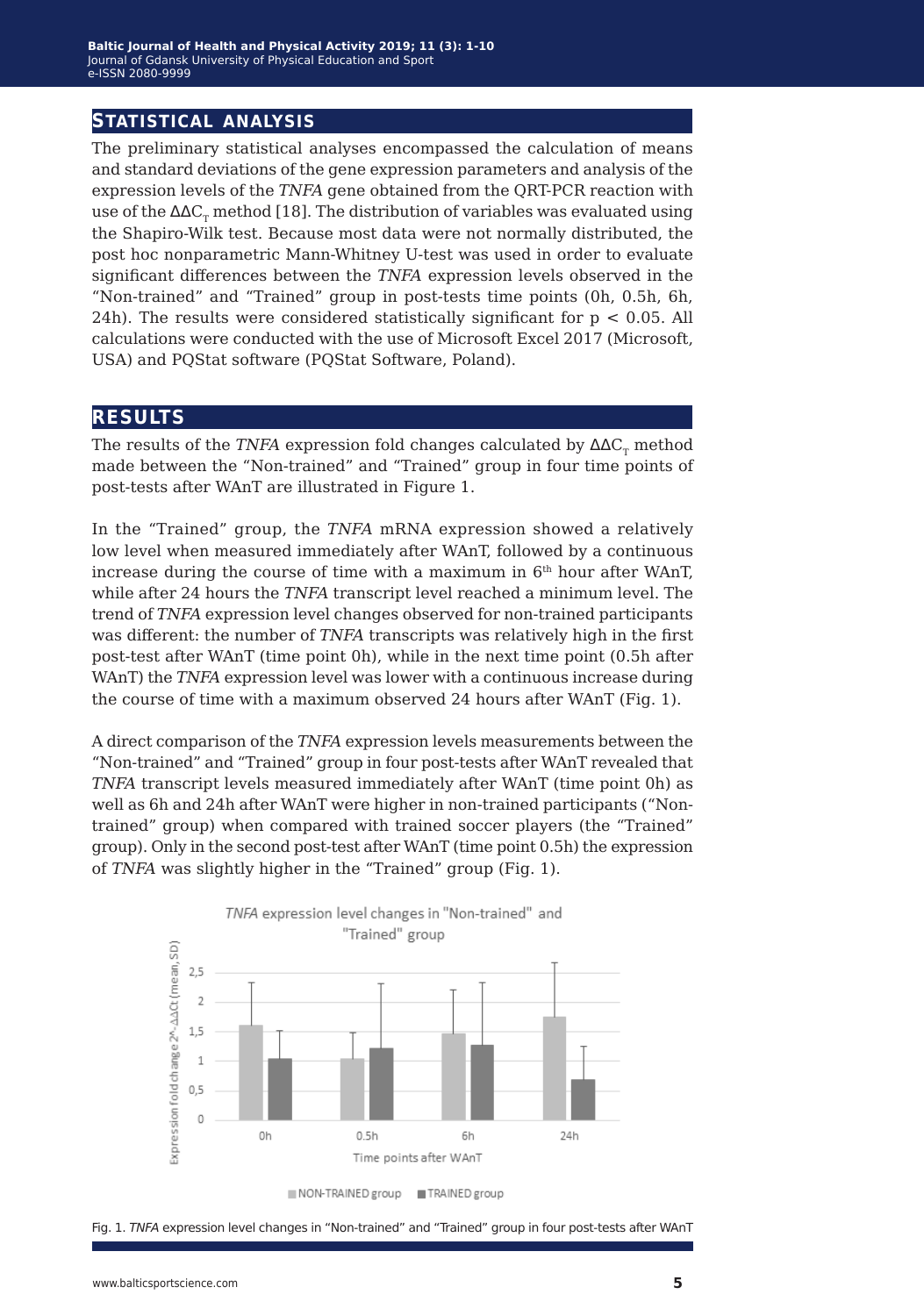## STATISTICAL ANALYSIS

The preliminary statistical analyses encompassed the calculation of means and standard deviations of the gene expression parameters and analysis of the expression levels of the *TNFA* gene obtained from the QRT-PCR reaction with use of the $\Delta\Delta C_T$ method [18]. The distribution of variables was evaluated using the Shapiro-Wilk test. Because most data were not normally distributed, the post hoc nonparametric Mann-Whitney U-test was used in order to evaluate significant differences between the *TNFA* expression levels observed in the "Non-trained" and "Trained" group in post-tests time points (0h, 0.5h, 6h, 24h). The results were considered statistically significant for $p < 0.05$. All calculations were conducted with the use of Microsoft Excel 2017 (Microsoft, USA) and PQStat software (PQStat Software, Poland).

## RESULTS

The results of the *TNFA* expression fold changes calculated by $\Delta\Delta C_T$ method made between the "Non-trained" and "Trained" group in four time points of post-tests after WAnT are illustrated in Figure 1.

In the "Trained" group, the *TNFA* mRNA expression showed a relatively low level when measured immediately after WAnT, followed by a continuous increase during the course of time with a maximum in 6$^{th}$ hour after WAnT, while after 24 hours the *TNFA* transcript level reached a minimum level. The trend of *TNFA* expression level changes observed for non-trained participants was different: the number of *TNFA* transcripts was relatively high in the first post-test after WAnT (time point 0h), while in the next time point (0.5h after WAnT) the *TNFA* expression level was lower with a continuous increase during the course of time with a maximum observed 24 hours after WAnT (Fig. 1).

A direct comparison of the *TNFA* expression levels measurements between the "Non-trained" and "Trained" group in four post-tests after WAnT revealed that *TNFA* transcript levels measured immediately after WAnT (time point 0h) as well as 6h and 24h after WAnT were higher in non-trained participants ("Non-trained" group) when compared with trained soccer players (the "Trained" group). Only in the second post-test after WAnT (time point 0.5h) the expression of *TNFA* was slightly higher in the "Trained" group (Fig. 1).

Fig. 1. *TNFA* expression level changes in "Non-trained" and "Trained" group in four post-tests after WAnT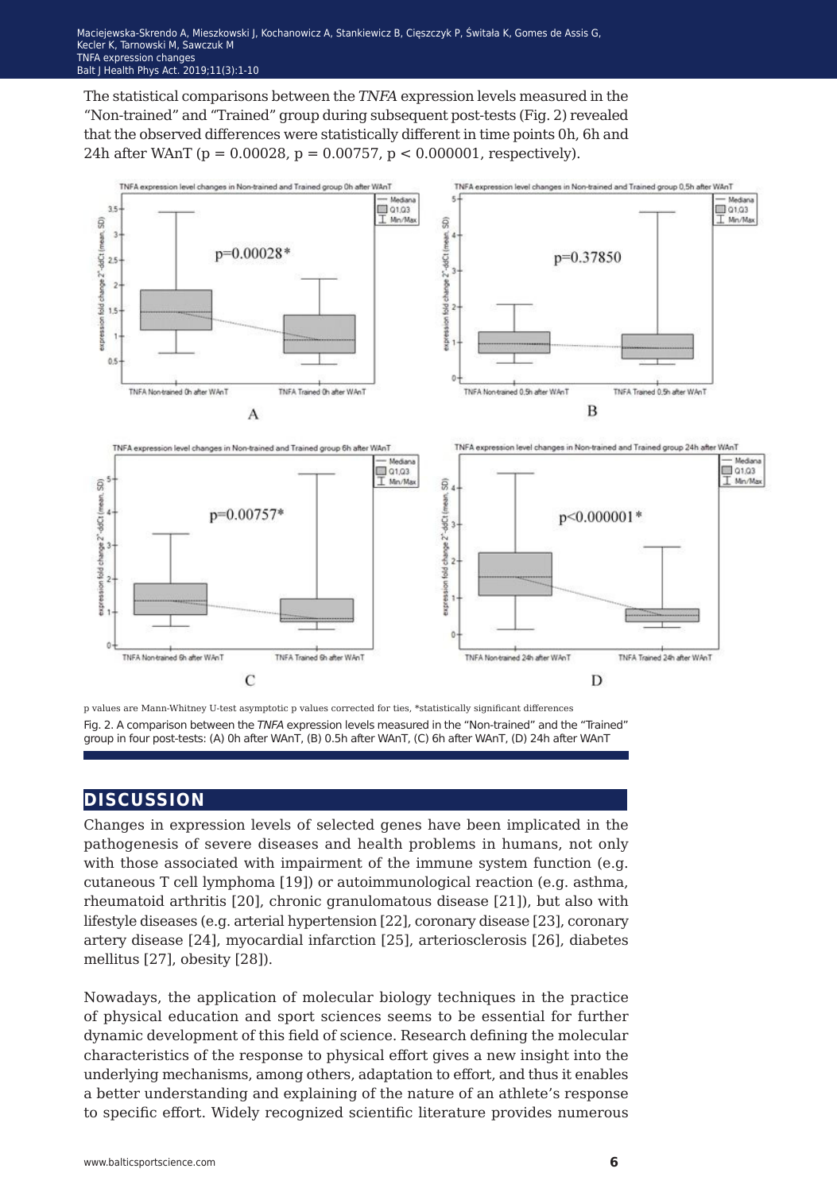The statistical comparisons between the *TNFA* expression levels measured in the "Non-trained" and "Trained" group during subsequent post-tests (Fig. 2) revealed that the observed differences were statistically different in time points 0h, 6h and 24h after WAnT ($p = 0.00028$, $p = 0.00757$, $p < 0.000001$, respectively).

p values are Mann-Whitney U-test asymptotic p values corrected for ties, *statistically significant differences

Fig. 2. A comparison between the *TNFA* expression levels measured in the "Non-trained" and the "Trained" group in four post-tests: (A) 0h after WAnT, (B) 0.5h after WAnT, (C) 6h after WAnT, (D) 24h after WAnT

## DISCUSSION

Changes in expression levels of selected genes have been implicated in the pathogenesis of severe diseases and health problems in humans, not only with those associated with impairment of the immune system function (e.g. cutaneous T cell lymphoma [19]) or autoimmunological reaction (e.g. asthma, rheumatoid arthritis [20], chronic granulomatous disease [21]), but also with lifestyle diseases (e.g. arterial hypertension [22], coronary disease [23], coronary artery disease [24], myocardial infarction [25], arteriosclerosis [26], diabetes mellitus [27], obesity [28]).

Nowadays, the application of molecular biology techniques in the practice of physical education and sport sciences seems to be essential for further dynamic development of this field of science. Research defining the molecular characteristics of the response to physical effort gives a new insight into the underlying mechanisms, among others, adaptation to effort, and thus it enables a better understanding and explaining of the nature of an athlete's response to specific effort. Widely recognized scientific literature provides numerous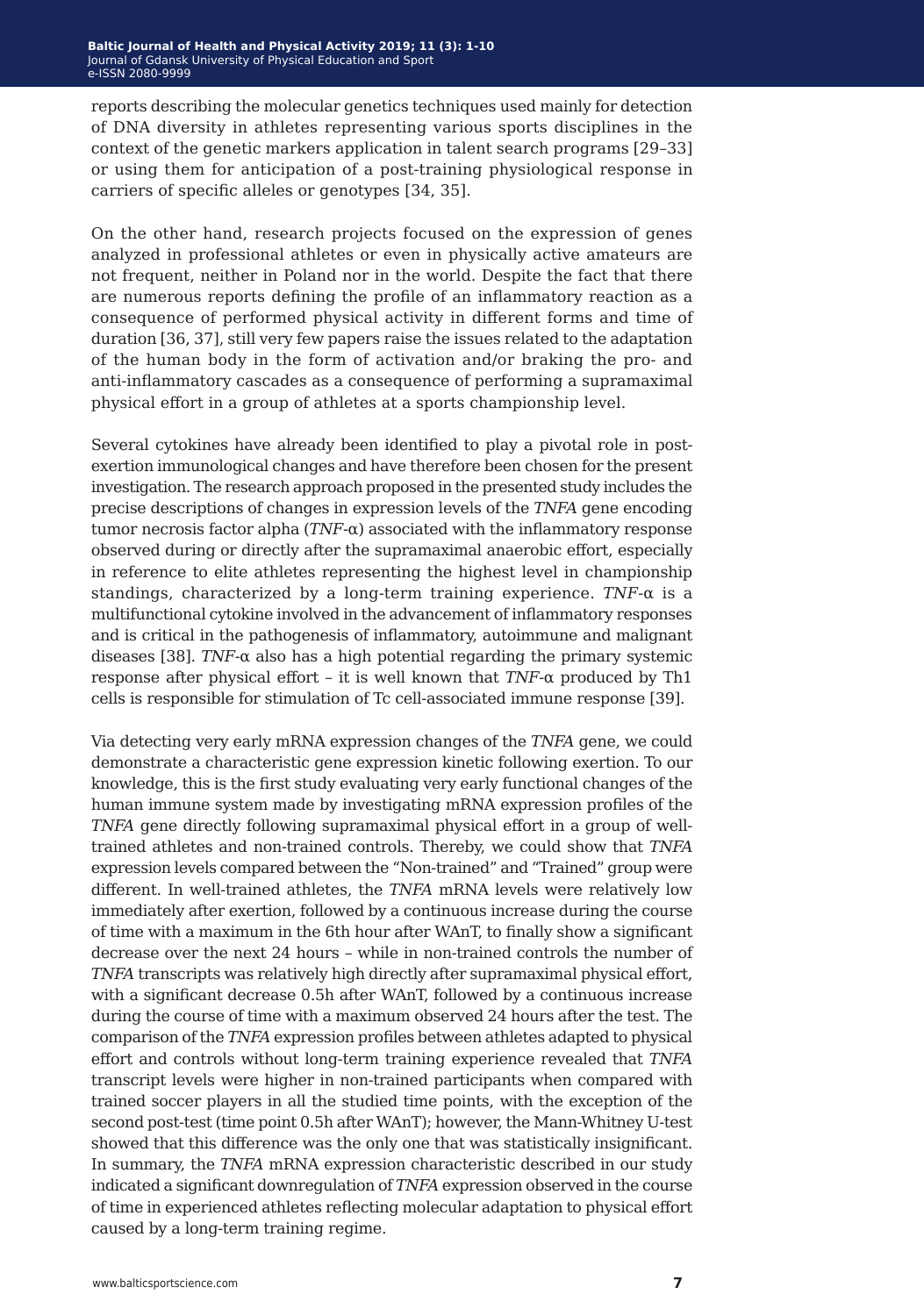reports describing the molecular genetics techniques used mainly for detection of DNA diversity in athletes representing various sports disciplines in the context of the genetic markers application in talent search programs [29–33] or using them for anticipation of a post-training physiological response in carriers of specific alleles or genotypes [34, 35].

On the other hand, research projects focused on the expression of genes analyzed in professional athletes or even in physically active amateurs are not frequent, neither in Poland nor in the world. Despite the fact that there are numerous reports defining the profile of an inflammatory reaction as a consequence of performed physical activity in different forms and time of duration [36, 37], still very few papers raise the issues related to the adaptation of the human body in the form of activation and/or braking the pro- and anti-inflammatory cascades as a consequence of performing a supramaximal physical effort in a group of athletes at a sports championship level.

Several cytokines have already been identified to play a pivotal role in post-exertion immunological changes and have therefore been chosen for the present investigation. The research approach proposed in the presented study includes the precise descriptions of changes in expression levels of the *TNFA* gene encoding tumor necrosis factor alpha (*TNF*-α) associated with the inflammatory response observed during or directly after the supramaximal anaerobic effort, especially in reference to elite athletes representing the highest level in championship standings, characterized by a long-term training experience. *TNF*-α is a multifunctional cytokine involved in the advancement of inflammatory responses and is critical in the pathogenesis of inflammatory, autoimmune and malignant diseases [38]. *TNF*-α also has a high potential regarding the primary systemic response after physical effort – it is well known that *TNF*-α produced by Th1 cells is responsible for stimulation of Tc cell-associated immune response [39].

Via detecting very early mRNA expression changes of the *TNFA* gene, we could demonstrate a characteristic gene expression kinetic following exertion. To our knowledge, this is the first study evaluating very early functional changes of the human immune system made by investigating mRNA expression profiles of the *TNFA* gene directly following supramaximal physical effort in a group of well-trained athletes and non-trained controls. Thereby, we could show that *TNFA* expression levels compared between the "Non-trained" and "Trained" group were different. In well-trained athletes, the *TNFA* mRNA levels were relatively low immediately after exertion, followed by a continuous increase during the course of time with a maximum in the 6th hour after WAnT, to finally show a significant decrease over the next 24 hours – while in non-trained controls the number of *TNFA* transcripts was relatively high directly after supramaximal physical effort, with a significant decrease 0.5h after WAnT, followed by a continuous increase during the course of time with a maximum observed 24 hours after the test. The comparison of the *TNFA* expression profiles between athletes adapted to physical effort and controls without long-term training experience revealed that *TNFA* transcript levels were higher in non-trained participants when compared with trained soccer players in all the studied time points, with the exception of the second post-test (time point 0.5h after WAnT); however, the Mann-Whitney U-test showed that this difference was the only one that was statistically insignificant. In summary, the *TNFA* mRNA expression characteristic described in our study indicated a significant downregulation of *TNFA* expression observed in the course of time in experienced athletes reflecting molecular adaptation to physical effort caused by a long-term training regime.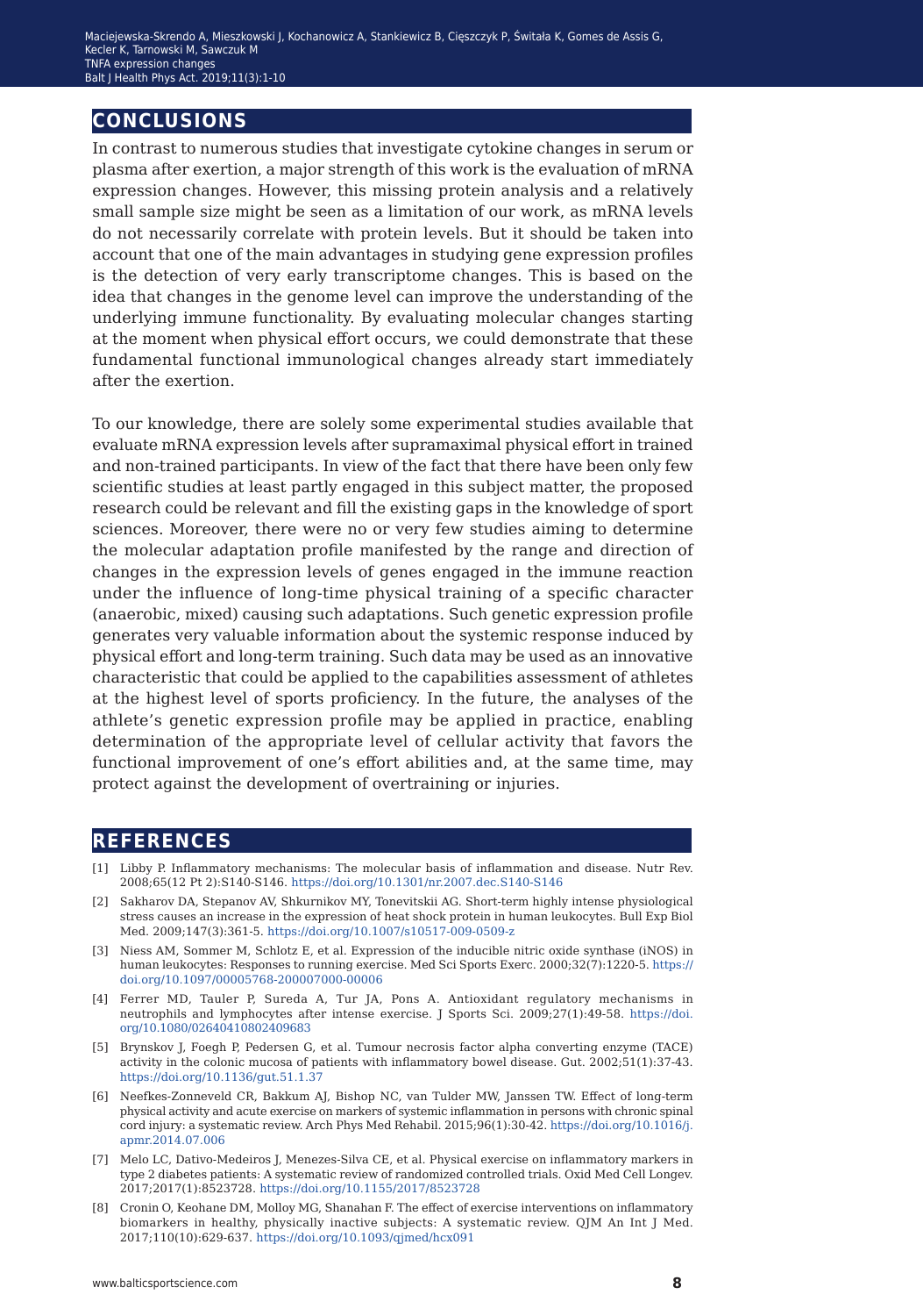## CONCLUSIONS

In contrast to numerous studies that investigate cytokine changes in serum or plasma after exertion, a major strength of this work is the evaluation of mRNA expression changes. However, this missing protein analysis and a relatively small sample size might be seen as a limitation of our work, as mRNA levels do not necessarily correlate with protein levels. But it should be taken into account that one of the main advantages in studying gene expression profiles is the detection of very early transcriptome changes. This is based on the idea that changes in the genome level can improve the understanding of the underlying immune functionality. By evaluating molecular changes starting at the moment when physical effort occurs, we could demonstrate that these fundamental functional immunological changes already start immediately after the exertion.

To our knowledge, there are solely some experimental studies available that evaluate mRNA expression levels after supramaximal physical effort in trained and non-trained participants. In view of the fact that there have been only few scientific studies at least partly engaged in this subject matter, the proposed research could be relevant and fill the existing gaps in the knowledge of sport sciences. Moreover, there were no or very few studies aiming to determine the molecular adaptation profile manifested by the range and direction of changes in the expression levels of genes engaged in the immune reaction under the influence of long-time physical training of a specific character (anaerobic, mixed) causing such adaptations. Such genetic expression profile generates very valuable information about the systemic response induced by physical effort and long-term training. Such data may be used as an innovative characteristic that could be applied to the capabilities assessment of athletes at the highest level of sports proficiency. In the future, the analyses of the athlete's genetic expression profile may be applied in practice, enabling determination of the appropriate level of cellular activity that favors the functional improvement of one's effort abilities and, at the same time, may protect against the development of overtraining or injuries.

## REFERENCES

[1] Libby P. Inflammatory mechanisms: The molecular basis of inflammation and disease. Nutr Rev. 2008;65(12 Pt 2):S140-S146. https://doi.org/10.1301/nr.2007.dec.S140-S146

[2] Sakharov DA, Stepanov AV, Shkurnikov MY, Tonevitskii AG. Short-term highly intense physiological stress causes an increase in the expression of heat shock protein in human leukocytes. Bull Exp Biol Med. 2009;147(3):361-5. https://doi.org/10.1007/s10517-009-0509-z

[3] Niess AM, Sommer M, Schlotz E, et al. Expression of the inducible nitric oxide synthase (iNOS) in human leukocytes: Responses to running exercise. Med Sci Sports Exerc. 2000;32(7):1220-5. https://doi.org/10.1097/00005768-200007000-00006

[4] Ferrer MD, Tauler P, Sureda A, Tur JA, Pons A. Antioxidant regulatory mechanisms in neutrophils and lymphocytes after intense exercise. J Sports Sci. 2009;27(1):49-58. https://doi.org/10.1080/02640410802409683

[5] Brynskov J, Foegh P, Pedersen G, et al. Tumour necrosis factor alpha converting enzyme (TACE) activity in the colonic mucosa of patients with inflammatory bowel disease. Gut. 2002;51(1):37-43. https://doi.org/10.1136/gut.51.1.37

[6] Neefkes-Zonneveld CR, Bakkum AJ, Bishop NC, van Tulder MW, Janssen TW. Effect of long-term physical activity and acute exercise on markers of systemic inflammation in persons with chronic spinal cord injury: a systematic review. Arch Phys Med Rehabil. 2015;96(1):30-42. https://doi.org/10.1016/j.apmr.2014.07.006

[7] Melo LC, Dativo-Medeiros J, Menezes-Silva CE, et al. Physical exercise on inflammatory markers in type 2 diabetes patients: A systematic review of randomized controlled trials. Oxid Med Cell Longev. 2017;2017(1):8523728. https://doi.org/10.1155/2017/8523728

[8] Cronin O, Keohane DM, Molloy MG, Shanahan F. The effect of exercise interventions on inflammatory biomarkers in healthy, physically inactive subjects: A systematic review. QJM An Int J Med. 2017;110(10):629-637. https://doi.org/10.1093/qjmed/hcx091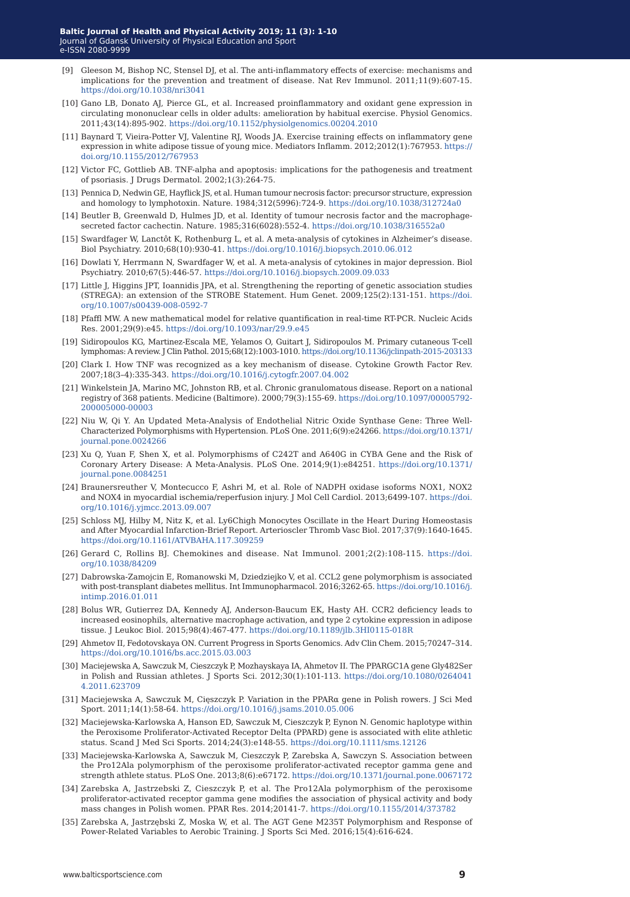[9] Gleeson M, Bishop NC, Stensel DJ, et al. The anti-inflammatory effects of exercise: mechanisms and implications for the prevention and treatment of disease. Nat Rev Immunol. 2011;11(9):607-15. https://doi.org/10.1038/nri3041

[10] Gano LB, Donato AJ, Pierce GL, et al. Increased proinflammatory and oxidant gene expression in circulating mononuclear cells in older adults: amelioration by habitual exercise. Physiol Genomics. 2011;43(14):895-902. https://doi.org/10.1152/physiolgenomics.00204.2010

[11] Baynard T, Vieira-Potter VJ, Valentine RJ, Woods JA. Exercise training effects on inflammatory gene expression in white adipose tissue of young mice. Mediators Inflamm. 2012;2012(1):767953. https://doi.org/10.1155/2012/767953

[12] Victor FC, Gottlieb AB. TNF-alpha and apoptosis: implications for the pathogenesis and treatment of psoriasis. J Drugs Dermatol. 2002;1(3):264-75.

[13] Pennica D, Nedwin GE, Hayflick JS, et al. Human tumour necrosis factor: precursor structure, expression and homology to lymphotoxin. Nature. 1984;312(5996):724-9. https://doi.org/10.1038/312724a0

[14] Beutler B, Greenwald D, Hulmes JD, et al. Identity of tumour necrosis factor and the macrophage-secreted factor cachectin. Nature. 1985;316(6028):552-4. https://doi.org/10.1038/316552a0

[15] Swardfager W, Lanctôt K, Rothenburg L, et al. A meta-analysis of cytokines in Alzheimer's disease. Biol Psychiatry. 2010;68(10):930-41. https://doi.org/10.1016/j.biopsych.2010.06.012

[16] Dowlati Y, Herrmann N, Swardfager W, et al. A meta-analysis of cytokines in major depression. Biol Psychiatry. 2010;67(5):446-57. https://doi.org/10.1016/j.biopsych.2009.09.033

[17] Little J, Higgins JPT, Ioannidis JPA, et al. Strengthening the reporting of genetic association studies (STREGA): an extension of the STROBE Statement. Hum Genet. 2009;125(2):131-151. https://doi.org/10.1007/s00439-008-0592-7

[18] Pfaffl MW. A new mathematical model for relative quantification in real-time RT-PCR. Nucleic Acids Res. 2001;29(9):e45. https://doi.org/10.1093/nar/29.9.e45

[19] Sidiropoulos KG, Martinez-Escala ME, Yelamos O, Guitart J, Sidiropoulos M. Primary cutaneous T-cell lymphomas: A review. J Clin Pathol. 2015;68(12):1003-1010. https://doi.org/10.1136/jclinpath-2015-203133

[20] Clark I. How TNF was recognized as a key mechanism of disease. Cytokine Growth Factor Rev. 2007;18(3–4):335-343. https://doi.org/10.1016/j.cytogfr.2007.04.002

[21] Winkelstein JA, Marino MC, Johnston RB, et al. Chronic granulomatous disease. Report on a national registry of 368 patients. Medicine (Baltimore). 2000;79(3):155-69. https://doi.org/10.1097/00005792-200005000-00003

[22] Niu W, Qi Y. An Updated Meta-Analysis of Endothelial Nitric Oxide Synthase Gene: Three Well-Characterized Polymorphisms with Hypertension. PLoS One. 2011;6(9):e24266. https://doi.org/10.1371/journal.pone.0024266

[23] Xu Q, Yuan F, Shen X, et al. Polymorphisms of C242T and A640G in CYBA Gene and the Risk of Coronary Artery Disease: A Meta-Analysis. PLoS One. 2014;9(1):e84251. https://doi.org/10.1371/journal.pone.0084251

[24] Braunersreuther V, Montecucco F, Ashri M, et al. Role of NADPH oxidase isoforms NOX1, NOX2 and NOX4 in myocardial ischemia/reperfusion injury. J Mol Cell Cardiol. 2013;6499-107. https://doi.org/10.1016/j.yjmcc.2013.09.007

[25] Schloss MJ, Hilby M, Nitz K, et al. Ly6Chigh Monocytes Oscillate in the Heart During Homeostasis and After Myocardial Infarction-Brief Report. Arterioscler Thromb Vasc Biol. 2017;37(9):1640-1645. https://doi.org/10.1161/ATVBAHA.117.309259

[26] Gerard C, Rollins BJ. Chemokines and disease. Nat Immunol. 2001;2(2):108-115. https://doi.org/10.1038/84209

[27] Dabrowska-Zamojcin E, Romanowski M, Dziedziejko V, et al. CCL2 gene polymorphism is associated with post-transplant diabetes mellitus. Int Immunopharmacol. 2016;3262-65. https://doi.org/10.1016/j.intimp.2016.01.011

[28] Bolus WR, Gutierrez DA, Kennedy AJ, Anderson-Baucum EK, Hasty AH. CCR2 deficiency leads to increased eosinophils, alternative macrophage activation, and type 2 cytokine expression in adipose tissue. J Leukoc Biol. 2015;98(4):467-477. https://doi.org/10.1189/jlb.3HI0115-018R

[29] Ahmetov II, Fedotovskaya ON. Current Progress in Sports Genomics. Adv Clin Chem. 2015;70247–314. https://doi.org/10.1016/bs.acc.2015.03.003

[30] Maciejewska A, Sawczuk M, Cieszczyk P, Mozhayskaya IA, Ahmetov II. The PPARGC1A gene Gly482Ser in Polish and Russian athletes. J Sports Sci. 2012;30(1):101-113. https://doi.org/10.1080/02640414.2011.623709

[31] Maciejewska A, Sawczuk M, Cięszczyk P. Variation in the PPARα gene in Polish rowers. J Sci Med Sport. 2011;14(1):58-64. https://doi.org/10.1016/j.jsams.2010.05.006

[32] Maciejewska-Karlowska A, Hanson ED, Sawczuk M, Cieszczyk P, Eynon N. Genomic haplotype within the Peroxisome Proliferator-Activated Receptor Delta (PPARD) gene is associated with elite athletic status. Scand J Med Sci Sports. 2014;24(3):e148-55. https://doi.org/10.1111/sms.12126

[33] Maciejewska-Karlowska A, Sawczuk M, Cieszczyk P, Zarebska A, Sawczyn S. Association between the Pro12Ala polymorphism of the peroxisome proliferator-activated receptor gamma gene and strength athlete status. PLoS One. 2013;8(6):e67172. https://doi.org/10.1371/journal.pone.0067172

[34] Zarebska A, Jastrzebski Z, Cieszczyk P, et al. The Pro12Ala polymorphism of the peroxisome proliferator-activated receptor gamma gene modifies the association of physical activity and body mass changes in Polish women. PPAR Res. 2014;20141-7. https://doi.org/10.1155/2014/373782

[35] Zarebska A, Jastrzębski Z, Moska W, et al. The AGT Gene M235T Polymorphism and Response of Power-Related Variables to Aerobic Training. J Sports Sci Med. 2016;15(4):616-624.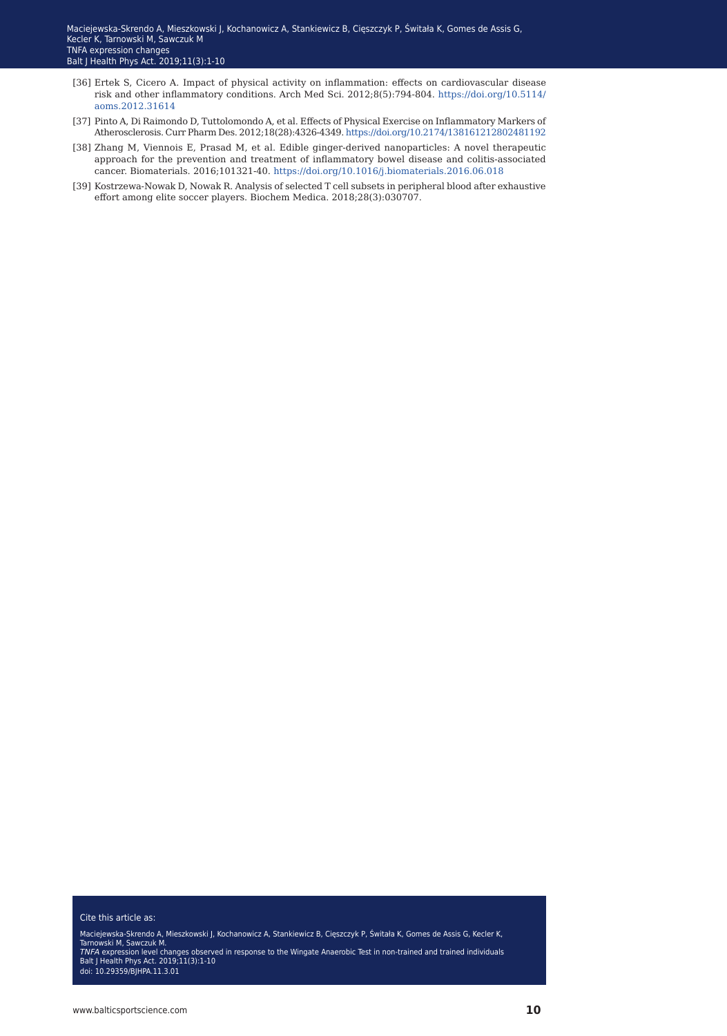[36] Ertek S, Cicero A. Impact of physical activity on inflammation: effects on cardiovascular disease risk and other inflammatory conditions. Arch Med Sci. 2012;8(5):794-804. https://doi.org/10.5114/aoms.2012.31614

[37] Pinto A, Di Raimondo D, Tuttolomondo A, et al. Effects of Physical Exercise on Inflammatory Markers of Atherosclerosis. Curr Pharm Des. 2012;18(28):4326-4349. https://doi.org/10.2174/138161212802481192

[38] Zhang M, Viennois E, Prasad M, et al. Edible ginger-derived nanoparticles: A novel therapeutic approach for the prevention and treatment of inflammatory bowel disease and colitis-associated cancer. Biomaterials. 2016;101321-40. https://doi.org/10.1016/j.biomaterials.2016.06.018

[39] Kostrzewa-Nowak D, Nowak R. Analysis of selected T cell subsets in peripheral blood after exhaustive effort among elite soccer players. Biochem Medica. 2018;28(3):030707.

Cite this article as:

Maciejewska-Skrendo A, Mieszkowski J, Kochanowicz A, Stankiewicz B, Cięszczyk P, Świtała K, Gomes de Assis G, Kecler K, Tarnowski M, Sawczuk M.
*TNFA* expression level changes observed in response to the Wingate Anaerobic Test in non-trained and trained individuals
Balt J Health Phys Act. 2019;11(3):1-10
doi: 10.29359/BJHPA.11.3.01